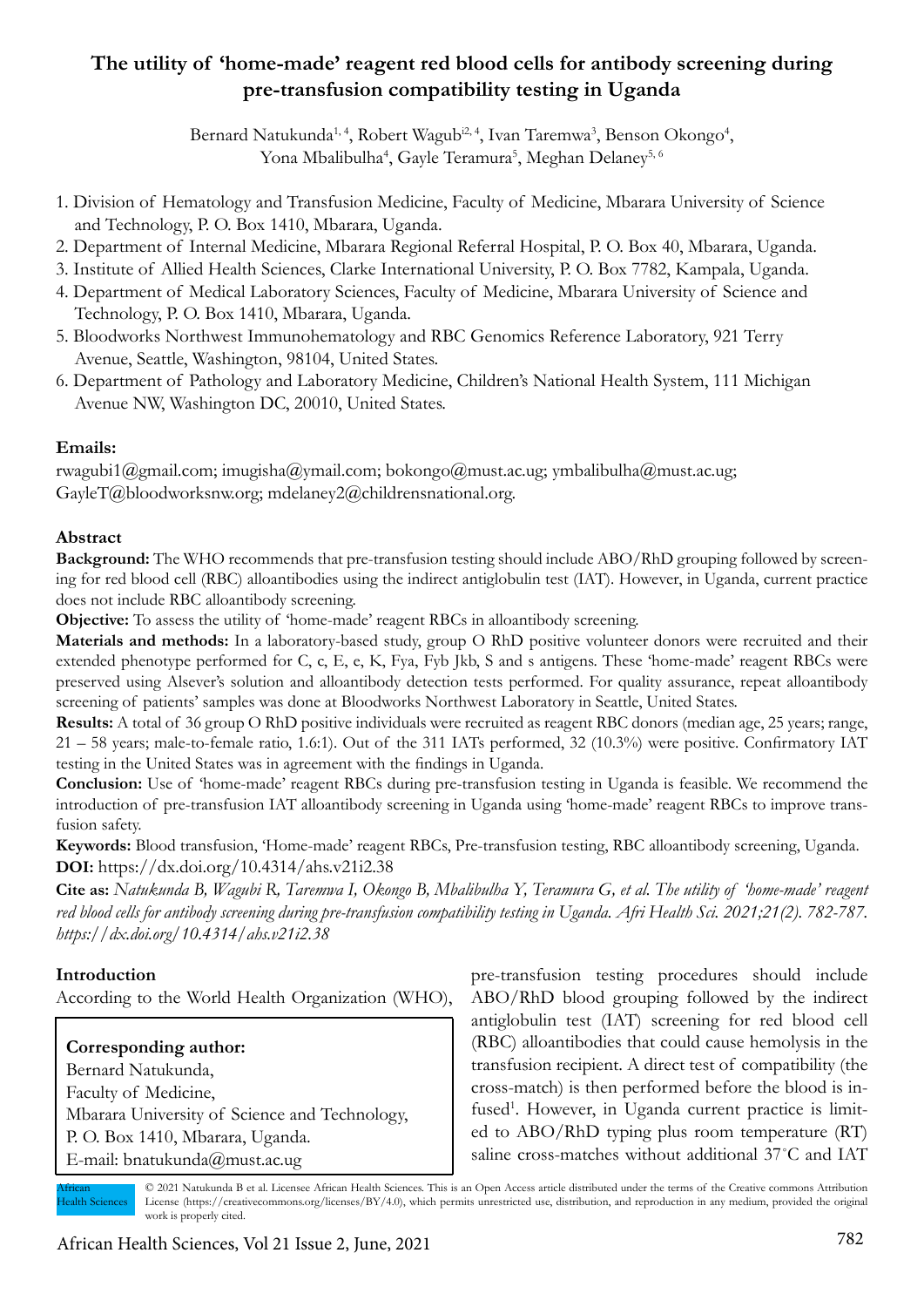# The utility of 'home-made' reagent red blood cells for antibody screening during pre-transfusion compatibility testing in Uganda

Bernard Natukunda[1, 4], Robert Wagubi[2, 4], Ivan Taremwa[3], Benson Okongo[4], Yona Mbalibulha[4], Gayle Teramura[5], Meghan Delaney[5, 6]

1. Division of Hematology and Transfusion Medicine, Faculty of Medicine, Mbarara University of Science and Technology, P. O. Box 1410, Mbarara, Uganda.
2. Department of Internal Medicine, Mbarara Regional Referral Hospital, P. O. Box 40, Mbarara, Uganda.
3. Institute of Allied Health Sciences, Clarke International University, P. O. Box 7782, Kampala, Uganda.
4. Department of Medical Laboratory Sciences, Faculty of Medicine, Mbarara University of Science and Technology, P. O. Box 1410, Mbarara, Uganda.
5. Bloodworks Northwest Immunohematology and RBC Genomics Reference Laboratory, 921 Terry Avenue, Seattle, Washington, 98104, United States.
6. Department of Pathology and Laboratory Medicine, Children's National Health System, 111 Michigan Avenue NW, Washington DC, 20010, United States.

**Emails:**

rwagubi1@gmail.com; imugisha@ymail.com; bokongo@must.ac.ug; ymbalibulha@must.ac.ug; GayleT@bloodworksnw.org; mdelaney2@childrensnational.org.

## Abstract

**Background:** The WHO recommends that pre-transfusion testing should include ABO/RhD grouping followed by screening for red blood cell (RBC) alloantibodies using the indirect antiglobulin test (IAT). However, in Uganda, current practice does not include RBC alloantibody screening.

**Objective:** To assess the utility of 'home-made' reagent RBCs in alloantibody screening.

**Materials and methods:** In a laboratory-based study, group O RhD positive volunteer donors were recruited and their extended phenotype performed for C, c, E, e, K, Fya, Fyb Jkb, S and s antigens. These 'home-made' reagent RBCs were preserved using Alsever's solution and alloantibody detection tests performed. For quality assurance, repeat alloantibody screening of patients' samples was done at Bloodworks Northwest Laboratory in Seattle, United States.

**Results:** A total of 36 group O RhD positive individuals were recruited as reagent RBC donors (median age, 25 years; range, 21 – 58 years; male-to-female ratio, 1.6:1). Out of the 311 IATs performed, 32 (10.3%) were positive. Confirmatory IAT testing in the United States was in agreement with the findings in Uganda.

**Conclusion:** Use of 'home-made' reagent RBCs during pre-transfusion testing in Uganda is feasible. We recommend the introduction of pre-transfusion IAT alloantibody screening in Uganda using 'home-made' reagent RBCs to improve transfusion safety.

**Keywords:** Blood transfusion, 'Home-made' reagent RBCs, Pre-transfusion testing, RBC alloantibody screening, Uganda.

**DOI:** https://dx.doi.org/10.4314/ahs.v21i2.38

**Cite as:** *Natukunda B, Wagubi R, Taremwa I, Okongo B, Mbalibulha Y, Teramura G, et al. The utility of 'home-made' reagent red blood cells for antibody screening during pre-transfusion compatibility testing in Uganda. Afri Health Sci. 2021;21(2). 782-787. https://dx.doi.org/10.4314/ahs.v21i2.38*

## Introduction

According to the World Health Organization (WHO), pre-transfusion testing procedures should include ABO/RhD blood grouping followed by the indirect antiglobulin test (IAT) screening for red blood cell (RBC) alloantibodies that could cause hemolysis in the transfusion recipient. A direct test of compatibility (the cross-match) is then performed before the blood is infused[1]. However, in Uganda current practice is limited to ABO/RhD typing plus room temperature (RT) saline cross-matches without additional 37°C and IAT

**Corresponding author:**
Bernard Natukunda,
Faculty of Medicine,
Mbarara University of Science and Technology,
P. O. Box 1410, Mbarara, Uganda.
E-mail: bnatukunda@must.ac.ug

© 2021 Natukunda B et al. Licensee African Health Sciences. This is an Open Access article distributed under the terms of the Creative commons Attribution License (https://creativecommons.org/licenses/BY/4.0), which permits unrestricted use, distribution, and reproduction in any medium, provided the original work is properly cited.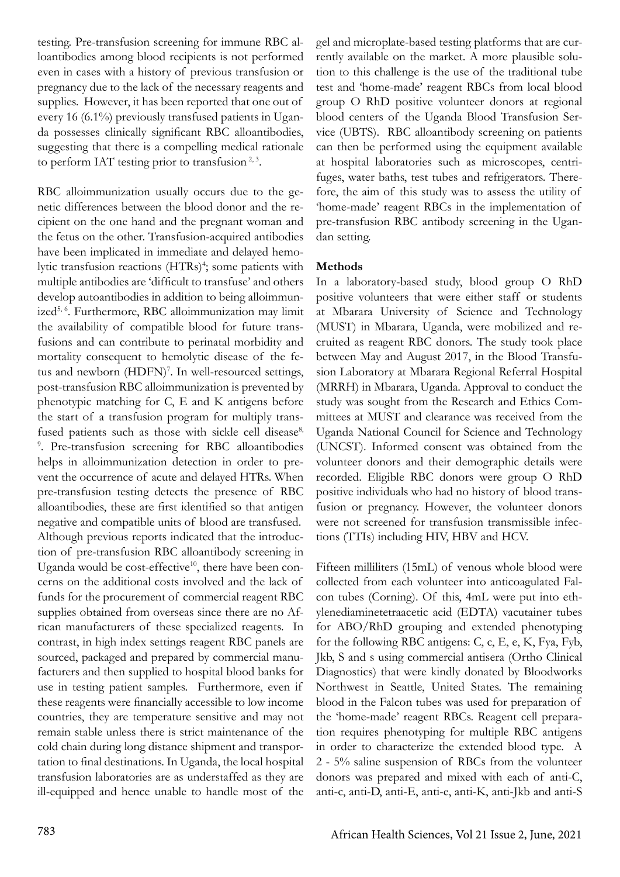testing. Pre-transfusion screening for immune RBC alloantibodies among blood recipients is not performed even in cases with a history of previous transfusion or pregnancy due to the lack of the necessary reagents and supplies. However, it has been reported that one out of every 16 (6.1%) previously transfused patients in Uganda possesses clinically significant RBC alloantibodies, suggesting that there is a compelling medical rationale to perform IAT testing prior to transfusion [2, 3].

RBC alloimmunization usually occurs due to the genetic differences between the blood donor and the recipient on the one hand and the pregnant woman and the fetus on the other. Transfusion-acquired antibodies have been implicated in immediate and delayed hemolytic transfusion reactions (HTRs)[4]; some patients with multiple antibodies are 'difficult to transfuse' and others develop autoantibodies in addition to being alloimmunized[5, 6]. Furthermore, RBC alloimmunization may limit the availability of compatible blood for future transfusions and can contribute to perinatal morbidity and mortality consequent to hemolytic disease of the fetus and newborn (HDFN)[7]. In well-resourced settings, post-transfusion RBC alloimmunization is prevented by phenotypic matching for C, E and K antigens before the start of a transfusion program for multiply transfused patients such as those with sickle cell disease[8, 9]. Pre-transfusion screening for RBC alloantibodies helps in alloimmunization detection in order to prevent the occurrence of acute and delayed HTRs. When pre-transfusion testing detects the presence of RBC alloantibodies, these are first identified so that antigen negative and compatible units of blood are transfused.
Although previous reports indicated that the introduction of pre-transfusion RBC alloantibody screening in Uganda would be cost-effective[10], there have been concerns on the additional costs involved and the lack of funds for the procurement of commercial reagent RBC supplies obtained from overseas since there are no African manufacturers of these specialized reagents. In contrast, in high index settings reagent RBC panels are sourced, packaged and prepared by commercial manufacturers and then supplied to hospital blood banks for use in testing patient samples. Furthermore, even if these reagents were financially accessible to low income countries, they are temperature sensitive and may not remain stable unless there is strict maintenance of the cold chain during long distance shipment and transportation to final destinations. In Uganda, the local hospital transfusion laboratories are as understaffed as they are ill-equipped and hence unable to handle most of the gel and microplate-based testing platforms that are currently available on the market. A more plausible solution to this challenge is the use of the traditional tube test and 'home-made' reagent RBCs from local blood group O RhD positive volunteer donors at regional blood centers of the Uganda Blood Transfusion Service (UBTS). RBC alloantibody screening on patients can then be performed using the equipment available at hospital laboratories such as microscopes, centrifuges, water baths, test tubes and refrigerators. Therefore, the aim of this study was to assess the utility of 'home-made' reagent RBCs in the implementation of pre-transfusion RBC antibody screening in the Ugandan setting.

## Methods

In a laboratory-based study, blood group O RhD positive volunteers that were either staff or students at Mbarara University of Science and Technology (MUST) in Mbarara, Uganda, were mobilized and recruited as reagent RBC donors. The study took place between May and August 2017, in the Blood Transfusion Laboratory at Mbarara Regional Referral Hospital (MRRH) in Mbarara, Uganda. Approval to conduct the study was sought from the Research and Ethics Committees at MUST and clearance was received from the Uganda National Council for Science and Technology (UNCST). Informed consent was obtained from the volunteer donors and their demographic details were recorded. Eligible RBC donors were group O RhD positive individuals who had no history of blood transfusion or pregnancy. However, the volunteer donors were not screened for transfusion transmissible infections (TTIs) including HIV, HBV and HCV.

Fifteen milliliters (15mL) of venous whole blood were collected from each volunteer into anticoagulated Falcon tubes (Corning). Of this, 4mL were put into ethylenediaminetetraacetic acid (EDTA) vacutainer tubes for ABO/RhD grouping and extended phenotyping for the following RBC antigens: C, c, E, e, K, Fya, Fyb, Jkb, S and s using commercial antisera (Ortho Clinical Diagnostics) that were kindly donated by Bloodworks Northwest in Seattle, United States. The remaining blood in the Falcon tubes was used for preparation of the 'home-made' reagent RBCs. Reagent cell preparation requires phenotyping for multiple RBC antigens in order to characterize the extended blood type. A 2 - 5% saline suspension of RBCs from the volunteer donors was prepared and mixed with each of anti-C, anti-c, anti-D, anti-E, anti-e, anti-K, anti-Jkb and anti-S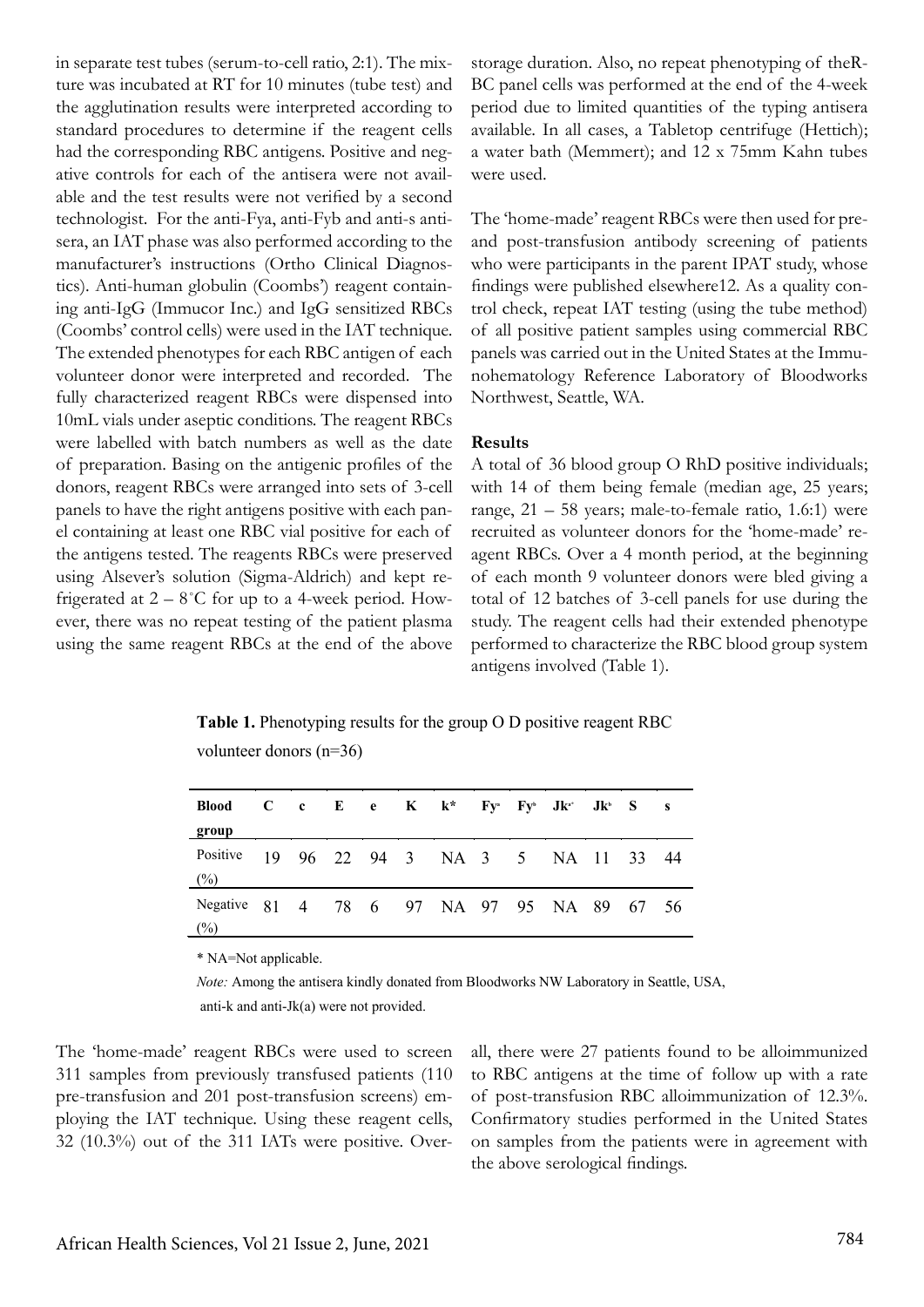in separate test tubes (serum-to-cell ratio, 2:1). The mixture was incubated at RT for 10 minutes (tube test) and the agglutination results were interpreted according to standard procedures to determine if the reagent cells had the corresponding RBC antigens. Positive and negative controls for each of the antisera were not available and the test results were not verified by a second technologist. For the anti-Fya, anti-Fyb and anti-s antisera, an IAT phase was also performed according to the manufacturer's instructions (Ortho Clinical Diagnostics). Anti-human globulin (Coombs') reagent containing anti-IgG (Immucor Inc.) and IgG sensitized RBCs (Coombs' control cells) were used in the IAT technique. The extended phenotypes for each RBC antigen of each volunteer donor were interpreted and recorded. The fully characterized reagent RBCs were dispensed into 10mL vials under aseptic conditions. The reagent RBCs were labelled with batch numbers as well as the date of preparation. Basing on the antigenic profiles of the donors, reagent RBCs were arranged into sets of 3-cell panels to have the right antigens positive with each panel containing at least one RBC vial positive for each of the antigens tested. The reagents RBCs were preserved using Alsever's solution (Sigma-Aldrich) and kept refrigerated at 2 – 8°C for up to a 4-week period. However, there was no repeat testing of the patient plasma using the same reagent RBCs at the end of the above storage duration. Also, no repeat phenotyping of theRBC panel cells was performed at the end of the 4-week period due to limited quantities of the typing antisera available. In all cases, a Tabletop centrifuge (Hettich); a water bath (Memmert); and 12 x 75mm Kahn tubes were used.

The 'home-made' reagent RBCs were then used for pre- and post-transfusion antibody screening of patients who were participants in the parent IPAT study, whose findings were published elsewhere12. As a quality control check, repeat IAT testing (using the tube method) of all positive patient samples using commercial RBC panels was carried out in the United States at the Immunohematology Reference Laboratory of Bloodworks Northwest, Seattle, WA.

**Results**

A total of 36 blood group O RhD positive individuals; with 14 of them being female (median age, 25 years; range, 21 – 58 years; male-to-female ratio, 1.6:1) were recruited as volunteer donors for the 'home-made' reagent RBCs. Over a 4 month period, at the beginning of each month 9 volunteer donors were bled giving a total of 12 batches of 3-cell panels for use during the study. The reagent cells had their extended phenotype performed to characterize the RBC blood group system antigens involved (Table 1).

**Table 1.** Phenotyping results for the group O D positive reagent RBC volunteer donors (n=36)

| Blood group | C | c | E | e | K | k* | $Fy^a$ | $Fy^b$ | $Jk^{a*}$ | $Jk^b$ | S | s |
|---|---|---|---|---|---|---|---|---|---|---|---|---|
| Positive (%) | 19 | 96 | 22 | 94 | 3 | NA | 3 | 5 | NA | 11 | 33 | 44 |
| Negative (%) | 81 | 4 | 78 | 6 | 97 | NA | 97 | 95 | NA | 89 | 67 | 56 |

\* NA=Not applicable.

*Note:* Among the antisera kindly donated from Bloodworks NW Laboratory in Seattle, USA, anti-k and anti-Jk(a) were not provided.

The 'home-made' reagent RBCs were used to screen 311 samples from previously transfused patients (110 pre-transfusion and 201 post-transfusion screens) employing the IAT technique. Using these reagent cells, 32 (10.3%) out of the 311 IATs were positive. Overall, there were 27 patients found to be alloimmunized to RBC antigens at the time of follow up with a rate of post-transfusion RBC alloimmunization of 12.3%. Confirmatory studies performed in the United States on samples from the patients were in agreement with the above serological findings.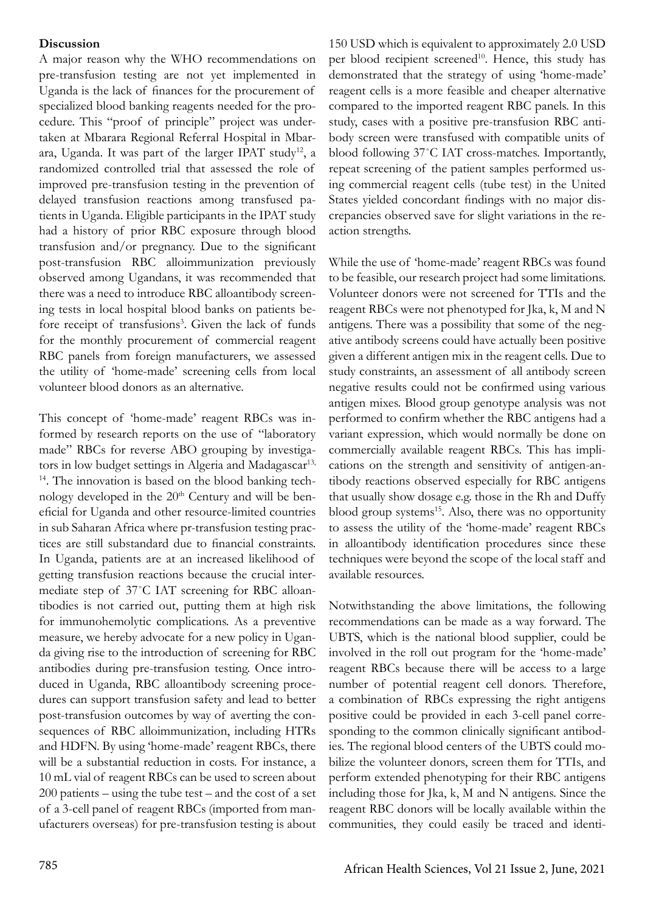**Discussion**

A major reason why the WHO recommendations on pre-transfusion testing are not yet implemented in Uganda is the lack of finances for the procurement of specialized blood banking reagents needed for the procedure. This "proof of principle" project was undertaken at Mbarara Regional Referral Hospital in Mbarara, Uganda. It was part of the larger IPAT study[12], a randomized controlled trial that assessed the role of improved pre-transfusion testing in the prevention of delayed transfusion reactions among transfused patients in Uganda. Eligible participants in the IPAT study had a history of prior RBC exposure through blood transfusion and/or pregnancy. Due to the significant post-transfusion RBC alloimmunization previously observed among Ugandans, it was recommended that there was a need to introduce RBC alloantibody screening tests in local hospital blood banks on patients before receipt of transfusions[3]. Given the lack of funds for the monthly procurement of commercial reagent RBC panels from foreign manufacturers, we assessed the utility of 'home-made' screening cells from local volunteer blood donors as an alternative.

This concept of 'home-made' reagent RBCs was informed by research reports on the use of "laboratory made" RBCs for reverse ABO grouping by investigators in low budget settings in Algeria and Madagascar[13, 14]. The innovation is based on the blood banking technology developed in the 20th Century and will be beneficial for Uganda and other resource-limited countries in sub Saharan Africa where pr-transfusion testing practices are still substandard due to financial constraints. In Uganda, patients are at an increased likelihood of getting transfusion reactions because the crucial intermediate step of 37˚C IAT screening for RBC alloantibodies is not carried out, putting them at high risk for immunohemolytic complications. As a preventive measure, we hereby advocate for a new policy in Uganda giving rise to the introduction of screening for RBC antibodies during pre-transfusion testing. Once introduced in Uganda, RBC alloantibody screening procedures can support transfusion safety and lead to better post-transfusion outcomes by way of averting the consequences of RBC alloimmunization, including HTRs and HDFN. By using 'home-made' reagent RBCs, there will be a substantial reduction in costs. For instance, a 10 mL vial of reagent RBCs can be used to screen about 200 patients – using the tube test – and the cost of a set of a 3-cell panel of reagent RBCs (imported from manufacturers overseas) for pre-transfusion testing is about 150 USD which is equivalent to approximately 2.0 USD per blood recipient screened[10]. Hence, this study has demonstrated that the strategy of using 'home-made' reagent cells is a more feasible and cheaper alternative compared to the imported reagent RBC panels. In this study, cases with a positive pre-transfusion RBC antibody screen were transfused with compatible units of blood following 37˚C IAT cross-matches. Importantly, repeat screening of the patient samples performed using commercial reagent cells (tube test) in the United States yielded concordant findings with no major discrepancies observed save for slight variations in the reaction strengths.

While the use of 'home-made' reagent RBCs was found to be feasible, our research project had some limitations. Volunteer donors were not screened for TTIs and the reagent RBCs were not phenotyped for Jka, k, M and N antigens. There was a possibility that some of the negative antibody screens could have actually been positive given a different antigen mix in the reagent cells. Due to study constraints, an assessment of all antibody screen negative results could not be confirmed using various antigen mixes. Blood group genotype analysis was not performed to confirm whether the RBC antigens had a variant expression, which would normally be done on commercially available reagent RBCs. This has implications on the strength and sensitivity of antigen-antibody reactions observed especially for RBC antigens that usually show dosage e.g. those in the Rh and Duffy blood group systems[15]. Also, there was no opportunity to assess the utility of the 'home-made' reagent RBCs in alloantibody identification procedures since these techniques were beyond the scope of the local staff and available resources.

Notwithstanding the above limitations, the following recommendations can be made as a way forward. The UBTS, which is the national blood supplier, could be involved in the roll out program for the 'home-made' reagent RBCs because there will be access to a large number of potential reagent cell donors. Therefore, a combination of RBCs expressing the right antigens positive could be provided in each 3-cell panel corresponding to the common clinically significant antibodies. The regional blood centers of the UBTS could mobilize the volunteer donors, screen them for TTIs, and perform extended phenotyping for their RBC antigens including those for Jka, k, M and N antigens. Since the reagent RBC donors will be locally available within the communities, they could easily be traced and identi-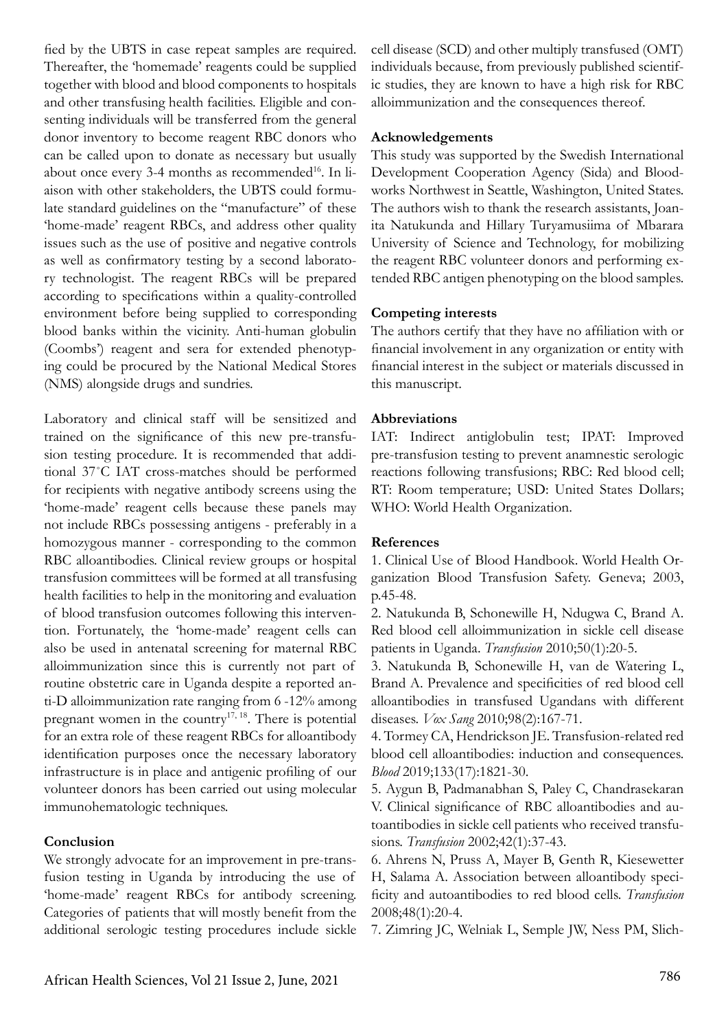fied by the UBTS in case repeat samples are required. Thereafter, the 'homemade' reagents could be supplied together with blood and blood components to hospitals and other transfusing health facilities. Eligible and consenting individuals will be transferred from the general donor inventory to become reagent RBC donors who can be called upon to donate as necessary but usually about once every 3-4 months as recommended[16]. In liaison with other stakeholders, the UBTS could formulate standard guidelines on the "manufacture" of these 'home-made' reagent RBCs, and address other quality issues such as the use of positive and negative controls as well as confirmatory testing by a second laboratory technologist. The reagent RBCs will be prepared according to specifications within a quality-controlled environment before being supplied to corresponding blood banks within the vicinity. Anti-human globulin (Coombs') reagent and sera for extended phenotyping could be procured by the National Medical Stores (NMS) alongside drugs and sundries.

Laboratory and clinical staff will be sensitized and trained on the significance of this new pre-transfusion testing procedure. It is recommended that additional 37˚C IAT cross-matches should be performed for recipients with negative antibody screens using the 'home-made' reagent cells because these panels may not include RBCs possessing antigens - preferably in a homozygous manner - corresponding to the common RBC alloantibodies. Clinical review groups or hospital transfusion committees will be formed at all transfusing health facilities to help in the monitoring and evaluation of blood transfusion outcomes following this intervention. Fortunately, the 'home-made' reagent cells can also be used in antenatal screening for maternal RBC alloimmunization since this is currently not part of routine obstetric care in Uganda despite a reported anti-D alloimmunization rate ranging from 6 -12% among pregnant women in the country[17, 18]. There is potential for an extra role of these reagent RBCs for alloantibody identification purposes once the necessary laboratory infrastructure is in place and antigenic profiling of our volunteer donors has been carried out using molecular immunohematologic techniques.

## Conclusion

We strongly advocate for an improvement in pre-transfusion testing in Uganda by introducing the use of 'home-made' reagent RBCs for antibody screening. Categories of patients that will mostly benefit from the additional serologic testing procedures include sickle cell disease (SCD) and other multiply transfused (OMT) individuals because, from previously published scientific studies, they are known to have a high risk for RBC alloimmunization and the consequences thereof.

## Acknowledgements

This study was supported by the Swedish International Development Cooperation Agency (Sida) and Bloodworks Northwest in Seattle, Washington, United States. The authors wish to thank the research assistants, Joanita Natukunda and Hillary Turyamusiima of Mbarara University of Science and Technology, for mobilizing the reagent RBC volunteer donors and performing extended RBC antigen phenotyping on the blood samples.

## Competing interests

The authors certify that they have no affiliation with or financial involvement in any organization or entity with financial interest in the subject or materials discussed in this manuscript.

## Abbreviations

IAT: Indirect antiglobulin test; IPAT: Improved pre-transfusion testing to prevent anamnestic serologic reactions following transfusions; RBC: Red blood cell; RT: Room temperature; USD: United States Dollars; WHO: World Health Organization.

## References

1. Clinical Use of Blood Handbook. World Health Organization Blood Transfusion Safety. Geneva; 2003, p.45-48.
2. Natukunda B, Schonewille H, Ndugwa C, Brand A. Red blood cell alloimmunization in sickle cell disease patients in Uganda. *Transfusion* 2010;50(1):20-5.
3. Natukunda B, Schonewille H, van de Watering L, Brand A. Prevalence and specificities of red blood cell alloantibodies in transfused Ugandans with different diseases. *Vox Sang* 2010;98(2):167-71.
4. Tormey CA, Hendrickson JE. Transfusion-related red blood cell alloantibodies: induction and consequences. *Blood* 2019;133(17):1821-30.
5. Aygun B, Padmanabhan S, Paley C, Chandrasekaran V. Clinical significance of RBC alloantibodies and autoantibodies in sickle cell patients who received transfusions. *Transfusion* 2002;42(1):37-43.
6. Ahrens N, Pruss A, Mayer B, Genth R, Kiesewetter H, Salama A. Association between alloantibody specificity and autoantibodies to red blood cells. *Transfusion* 2008;48(1):20-4.
7. Zimring JC, Welniak L, Semple JW, Ness PM, Slich-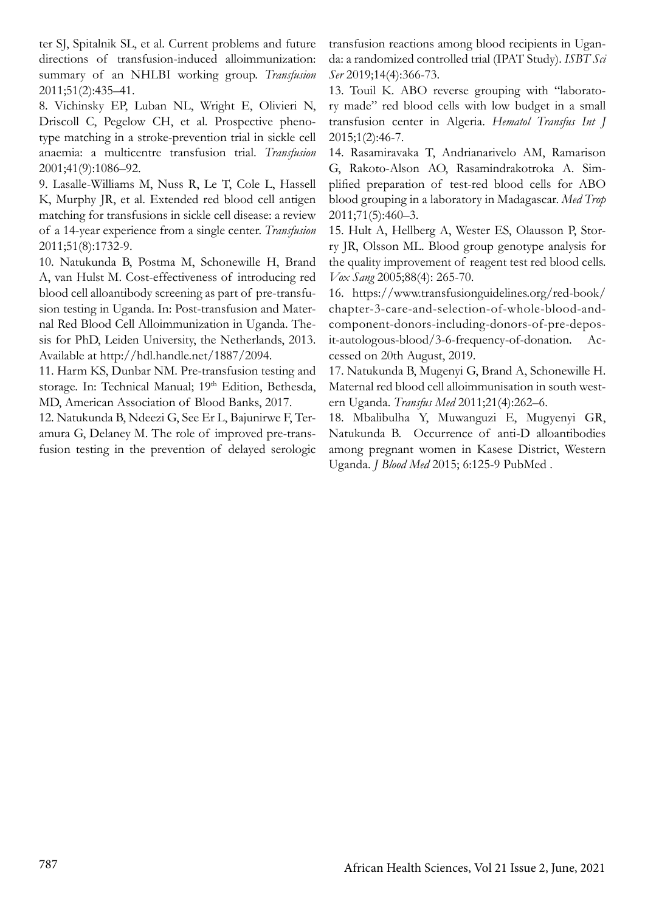ter SJ, Spitalnik SL, et al. Current problems and future directions of transfusion-induced alloimmunization: summary of an NHLBI working group. *Transfusion* 2011;51(2):435–41.

8. Vichinsky EP, Luban NL, Wright E, Olivieri N, Driscoll C, Pegelow CH, et al. Prospective phenotype matching in a stroke-prevention trial in sickle cell anaemia: a multicentre transfusion trial. *Transfusion* 2001;41(9):1086–92.

9. Lasalle-Williams M, Nuss R, Le T, Cole L, Hassell K, Murphy JR, et al. Extended red blood cell antigen matching for transfusions in sickle cell disease: a review of a 14-year experience from a single center. *Transfusion* 2011;51(8):1732-9.

10. Natukunda B, Postma M, Schonewille H, Brand A, van Hulst M. Cost-effectiveness of introducing red blood cell alloantibody screening as part of pre-transfusion testing in Uganda. In: Post-transfusion and Maternal Red Blood Cell Alloimmunization in Uganda. Thesis for PhD, Leiden University, the Netherlands, 2013. Available at http://hdl.handle.net/1887/2094.

11. Harm KS, Dunbar NM. Pre-transfusion testing and storage. In: Technical Manual; 19th Edition, Bethesda, MD, American Association of Blood Banks, 2017.

12. Natukunda B, Ndeezi G, See Er L, Bajunirwe F, Teramura G, Delaney M. The role of improved pre-transfusion testing in the prevention of delayed serologic transfusion reactions among blood recipients in Uganda: a randomized controlled trial (IPAT Study). *ISBT Sci Ser* 2019;14(4):366-73.

13. Touil K. ABO reverse grouping with "laboratory made" red blood cells with low budget in a small transfusion center in Algeria. *Hematol Transfus Int J* 2015;1(2):46-7.

14. Rasamiravaka T, Andrianarivelo AM, Ramarison G, Rakoto-Alson AO, Rasamindrakotroka A. Simplified preparation of test-red blood cells for ABO blood grouping in a laboratory in Madagascar. *Med Trop* 2011;71(5):460–3.

15. Hult A, Hellberg A, Wester ES, Olausson P, Storry JR, Olsson ML. Blood group genotype analysis for the quality improvement of reagent test red blood cells. *Vox Sang* 2005;88(4): 265-70.

16. https://www.transfusionguidelines.org/red-book/chapter-3-care-and-selection-of-whole-blood-and-component-donors-including-donors-of-pre-deposit-autologous-blood/3-6-frequency-of-donation. Accessed on 20th August, 2019.

17. Natukunda B, Mugenyi G, Brand A, Schonewille H. Maternal red blood cell alloimmunisation in south western Uganda. *Transfus Med* 2011;21(4):262–6.

18. Mbalibulha Y, Muwanguzi E, Mugyenyi GR, Natukunda B. Occurrence of anti-D alloantibodies among pregnant women in Kasese District, Western Uganda. *J Blood Med* 2015; 6:125-9 PubMed .